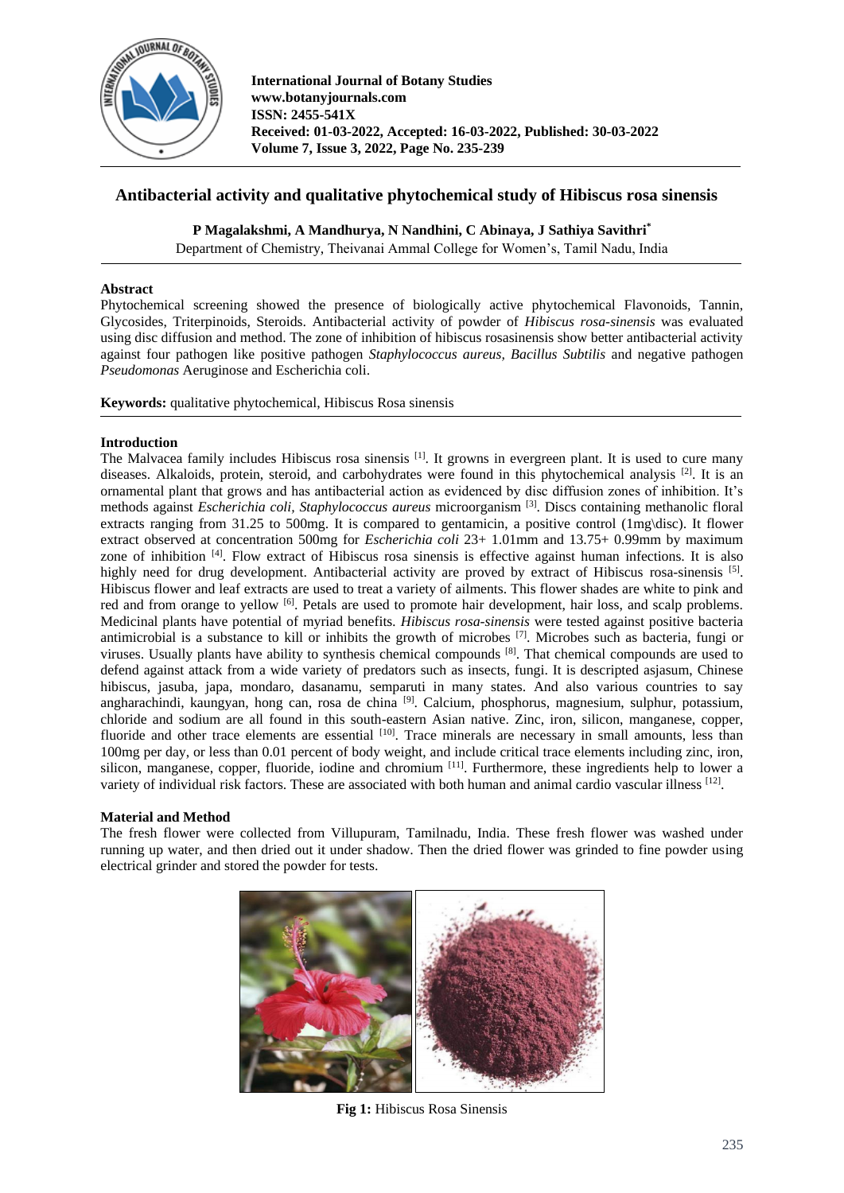# Antibacterial activity and qualitative phytochemical study of Hibiscus rosa sinensis

**P Magalakshmi, A Mandhurya, N Nandhini, C Abinaya, J Sathiya Savithri***

Department of Chemistry, Theivanai Ammal College for Women's, Tamil Nadu, India

## Abstract

Phytochemical screening showed the presence of biologically active phytochemical Flavonoids, Tannin, Glycosides, Triterpinoids, Steroids. Antibacterial activity of powder of *Hibiscus rosa-sinensis* was evaluated using disc diffusion and method. The zone of inhibition of hibiscus rosasinensis show better antibacterial activity against four pathogen like positive pathogen *Staphylococcus aureus, Bacillus Subtilis* and negative pathogen *Pseudomonas* Aeruginose and Escherichia coli.

**Keywords:** qualitative phytochemical, Hibiscus Rosa sinensis

## Introduction

The Malvacea family includes Hibiscus rosa sinensis [1]. It growns in evergreen plant. It is used to cure many diseases. Alkaloids, protein, steroid, and carbohydrates were found in this phytochemical analysis [2]. It is an ornamental plant that grows and has antibacterial action as evidenced by disc diffusion zones of inhibition. It's methods against *Escherichia coli, Staphylococcus aureus* microorganism [3]. Discs containing methanolic floral extracts ranging from 31.25 to 500mg. It is compared to gentamicin, a positive control (1mg\disc). It flower extract observed at concentration 500mg for *Escherichia coli* 23+ 1.01mm and 13.75+ 0.99mm by maximum zone of inhibition [4]. Flow extract of Hibiscus rosa sinensis is effective against human infections. It is also highly need for drug development. Antibacterial activity are proved by extract of Hibiscus rosa-sinensis [5]. Hibiscus flower and leaf extracts are used to treat a variety of ailments. This flower shades are white to pink and red and from orange to yellow [6]. Petals are used to promote hair development, hair loss, and scalp problems. Medicinal plants have potential of myriad benefits. *Hibiscus rosa-sinensis* were tested against positive bacteria antimicrobial is a substance to kill or inhibits the growth of microbes [7]. Microbes such as bacteria, fungi or viruses. Usually plants have ability to synthesis chemical compounds [8]. That chemical compounds are used to defend against attack from a wide variety of predators such as insects, fungi. It is descripted asjasum, Chinese hibiscus, jasuba, japa, mondaro, dasanamu, semparuti in many states. And also various countries to say angharachindi, kaungyan, hong can, rosa de china [9]. Calcium, phosphorus, magnesium, sulphur, potassium, chloride and sodium are all found in this south-eastern Asian native. Zinc, iron, silicon, manganese, copper, fluoride and other trace elements are essential [10]. Trace minerals are necessary in small amounts, less than 100mg per day, or less than 0.01 percent of body weight, and include critical trace elements including zinc, iron, silicon, manganese, copper, fluoride, iodine and chromium [11]. Furthermore, these ingredients help to lower a variety of individual risk factors. These are associated with both human and animal cardio vascular illness [12].

## Material and Method

The fresh flower were collected from Villupuram, Tamilnadu, India. These fresh flower was washed under running up water, and then dried out it under shadow. Then the dried flower was grinded to fine powder using electrical grinder and stored the powder for tests.

**Fig 1:** Hibiscus Rosa Sinensis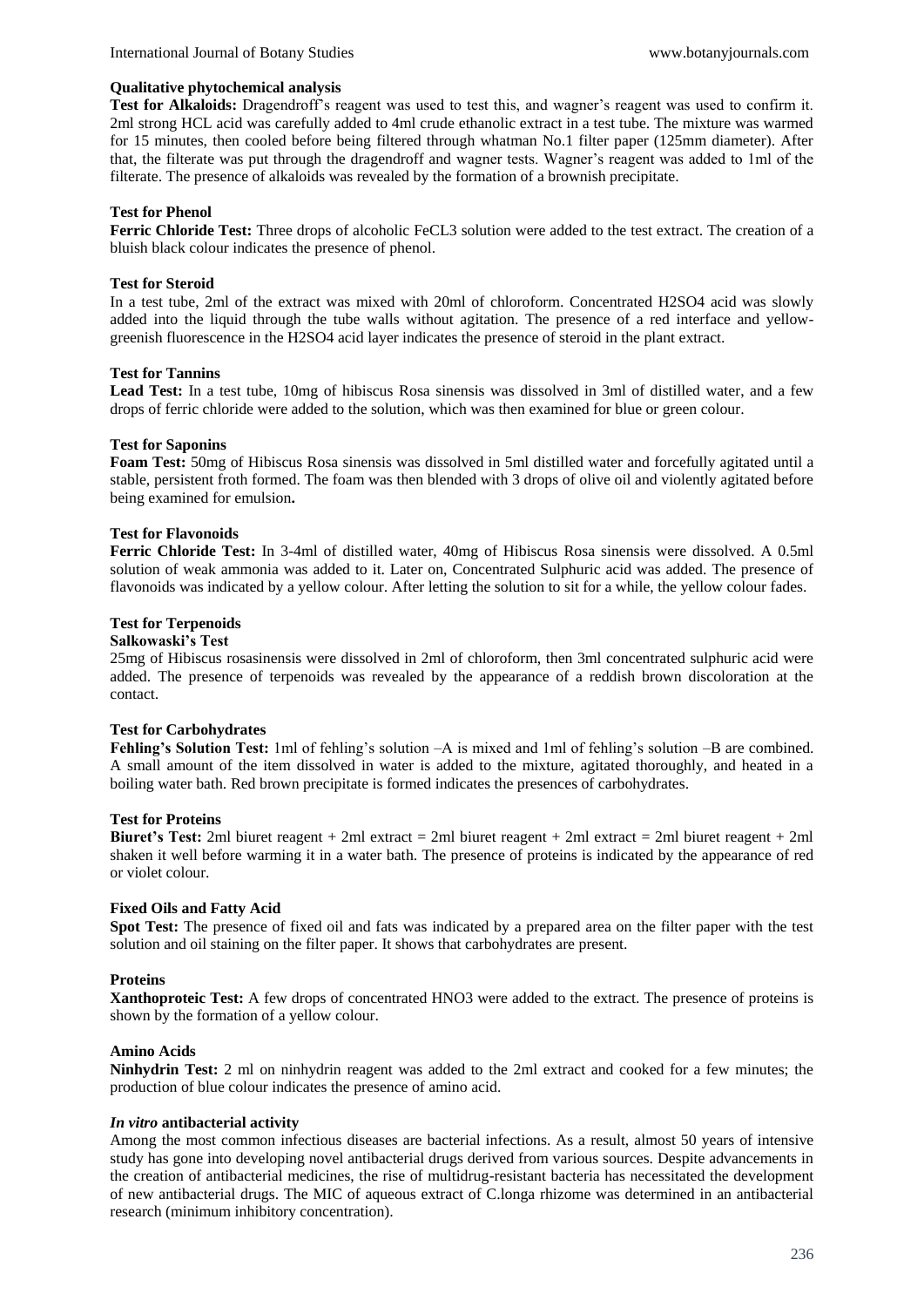## Qualitative phytochemical analysis

**Test for Alkaloids:** Dragendroff's reagent was used to test this, and wagner's reagent was used to confirm it. 2ml strong HCL acid was carefully added to 4ml crude ethanolic extract in a test tube. The mixture was warmed for 15 minutes, then cooled before being filtered through whatman No.1 filter paper (125mm diameter). After that, the filterate was put through the dragendroff and wagner tests. Wagner's reagent was added to 1ml of the filterate. The presence of alkaloids was revealed by the formation of a brownish precipitate.

### Test for Phenol

**Ferric Chloride Test:** Three drops of alcoholic $FeCL_3$ solution were added to the test extract. The creation of a bluish black colour indicates the presence of phenol.

### Test for Steroid

In a test tube, 2ml of the extract was mixed with 20ml of chloroform. Concentrated $H_2SO_4$ acid was slowly added into the liquid through the tube walls without agitation. The presence of a red interface and yellow-greenish fluorescence in the $H_2SO_4$ acid layer indicates the presence of steroid in the plant extract.

### Test for Tannins

**Lead Test:** In a test tube, 10mg of hibiscus Rosa sinensis was dissolved in 3ml of distilled water, and a few drops of ferric chloride were added to the solution, which was then examined for blue or green colour.

### Test for Saponins

**Foam Test:** 50mg of Hibiscus Rosa sinensis was dissolved in 5ml distilled water and forcefully agitated until a stable, persistent froth formed. The foam was then blended with 3 drops of olive oil and violently agitated before being examined for emulsion**.**

### Test for Flavonoids

**Ferric Chloride Test:** In 3-4ml of distilled water, 40mg of Hibiscus Rosa sinensis were dissolved. A 0.5ml solution of weak ammonia was added to it. Later on, Concentrated Sulphuric acid was added. The presence of flavonoids was indicated by a yellow colour. After letting the solution to sit for a while, the yellow colour fades.

### Test for Terpenoids

**Salkowaski's Test**

25mg of Hibiscus rosasinensis were dissolved in 2ml of chloroform, then 3ml concentrated sulphuric acid were added. The presence of terpenoids was revealed by the appearance of a reddish brown discoloration at the contact.

### Test for Carbohydrates

**Fehling's Solution Test:** 1ml of fehling's solution –A is mixed and 1ml of fehling's solution –B are combined. A small amount of the item dissolved in water is added to the mixture, agitated thoroughly, and heated in a boiling water bath. Red brown precipitate is formed indicates the presences of carbohydrates.

### Test for Proteins

**Biuret's Test:** 2ml biuret reagent + 2ml extract = 2ml biuret reagent + 2ml extract = 2ml biuret reagent + 2ml shaken it well before warming it in a water bath. The presence of proteins is indicated by the appearance of red or violet colour.

### Fixed Oils and Fatty Acid

**Spot Test:** The presence of fixed oil and fats was indicated by a prepared area on the filter paper with the test solution and oil staining on the filter paper. It shows that carbohydrates are present.

### Proteins

**Xanthoproteic Test:** A few drops of concentrated $HNO_3$ were added to the extract. The presence of proteins is shown by the formation of a yellow colour.

### Amino Acids

**Ninhydrin Test:** 2 ml on ninhydrin reagent was added to the 2ml extract and cooked for a few minutes; the production of blue colour indicates the presence of amino acid.

## *In vitro* antibacterial activity

Among the most common infectious diseases are bacterial infections. As a result, almost 50 years of intensive study has gone into developing novel antibacterial drugs derived from various sources. Despite advancements in the creation of antibacterial medicines, the rise of multidrug-resistant bacteria has necessitated the development of new antibacterial drugs. The MIC of aqueous extract of C.longa rhizome was determined in an antibacterial research (minimum inhibitory concentration).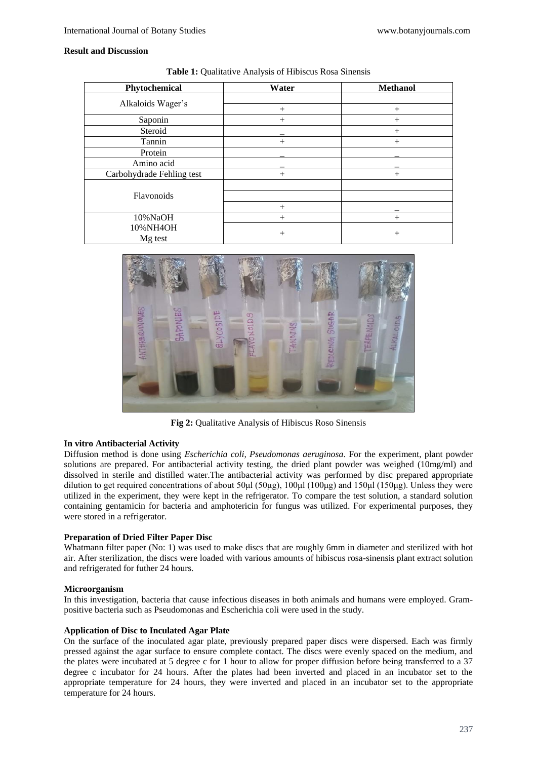## Result and Discussion

**Table 1:** Qualitative Analysis of Hibiscus Rosa Sinensis

| Phytochemical | Water | Methanol |
|---|---|---|
| Alkaloids Wager's | + | + |
| Saponin | + | + |
| Steroid | _ | + |
| Tannin | + | + |
| Protein | _ | _ |
| Amino acid | _ | _ |
| Carbohydrade Fehling test | + | + |
| Flavonoids | + | _ |
| 10%NaOH | + | + |
| 10%NH4OH Mg test | + | + |

**Fig 2:** Qualitative Analysis of Hibiscus Roso Sinensis

### In vitro Antibacterial Activity

Diffusion method is done using *Escherichia coli, Pseudomonas aeruginosa*. For the experiment, plant powder solutions are prepared. For antibacterial activity testing, the dried plant powder was weighed (10mg/ml) and dissolved in sterile and distilled water.The antibacterial activity was performed by disc prepared appropriate dilution to get required concentrations of about 50μl (50μg), 100μl (100μg) and 150μl (150μg). Unless they were utilized in the experiment, they were kept in the refrigerator. To compare the test solution, a standard solution containing gentamicin for bacteria and amphotericin for fungus was utilized. For experimental purposes, they were stored in a refrigerator.

### Preparation of Dried Filter Paper Disc

Whatmann filter paper (No: 1) was used to make discs that are roughly 6mm in diameter and sterilized with hot air. After sterilization, the discs were loaded with various amounts of hibiscus rosa-sinensis plant extract solution and refrigerated for futher 24 hours.

### Microorganism

In this investigation, bacteria that cause infectious diseases in both animals and humans were employed. Gram-positive bacteria such as Pseudomonas and Escherichia coli were used in the study.

### Application of Disc to Inculated Agar Plate

On the surface of the inoculated agar plate, previously prepared paper discs were dispersed. Each was firmly pressed against the agar surface to ensure complete contact. The discs were evenly spaced on the medium, and the plates were incubated at 5 degree c for 1 hour to allow for proper diffusion before being transferred to a 37 degree c incubator for 24 hours. After the plates had been inverted and placed in an incubator set to the appropriate temperature for 24 hours, they were inverted and placed in an incubator set to the appropriate temperature for 24 hours.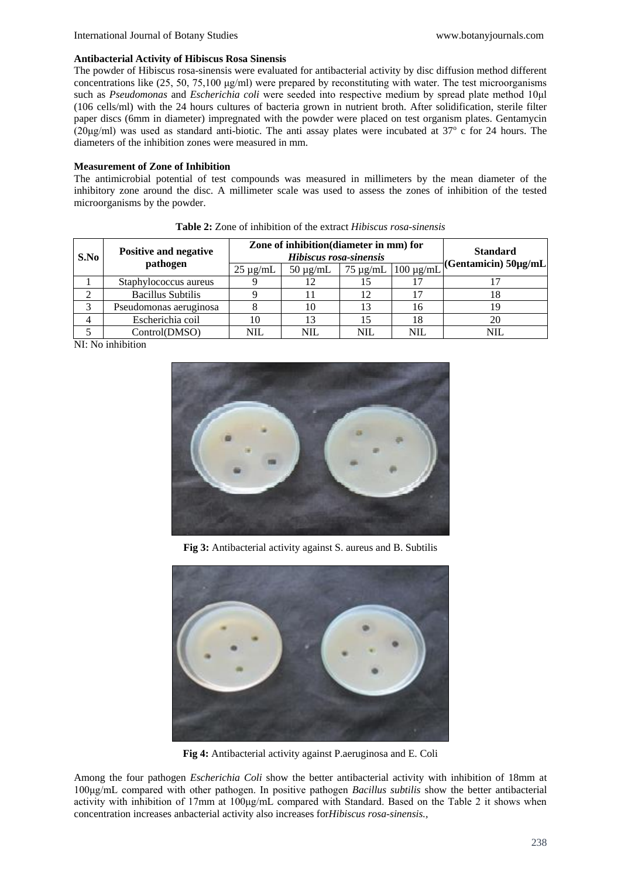### Antibacterial Activity of Hibiscus Rosa Sinensis

The powder of Hibiscus rosa-sinensis were evaluated for antibacterial activity by disc diffusion method different concentrations like (25, 50, 75,100 μg/ml) were prepared by reconstituting with water. The test microorganisms such as *Pseudomonas* and *Escherichia coli* were seeded into respective medium by spread plate method 10μl (106 cells/ml) with the 24 hours cultures of bacteria grown in nutrient broth. After solidification, sterile filter paper discs (6mm in diameter) impregnated with the powder were placed on test organism plates. Gentamycin (20μg/ml) was used as standard anti-biotic. The anti assay plates were incubated at 37° c for 24 hours. The diameters of the inhibition zones were measured in mm.

### Measurement of Zone of Inhibition

The antimicrobial potential of test compounds was measured in millimeters by the mean diameter of the inhibitory zone around the disc. A millimeter scale was used to assess the zones of inhibition of the tested microorganisms by the powder.

**Table 2:** Zone of inhibition of the extract *Hibiscus rosa-sinensis*

| S.No | Positive and negative pathogen | Zone of inhibition(diameter in mm) for *Hibiscus rosa-sinensis* | | | | Standard (Gentamicin) 50μg/mL |
|---|---|---|---|---|---|---|
| | | 25 μg/mL | 50 μg/mL | 75 μg/mL | 100 μg/mL | |
| 1 | Staphylococcus aureus | 9 | 12 | 15 | 17 | 17 |
| 2 | Bacillus Subtilis | 9 | 11 | 12 | 17 | 18 |
| 3 | Pseudomonas aeruginosa | 8 | 10 | 13 | 16 | 19 |
| 4 | Escherichia coil | 10 | 13 | 15 | 18 | 20 |
| 5 | Control(DMSO) | NIL | NIL | NIL | NIL | NIL |

NI: No inhibition

**Fig 3:** Antibacterial activity against S. aureus and B. Subtilis

**Fig 4:** Antibacterial activity against P.aeruginosa and E. Coli

Among the four pathogen *Escherichia Coli* show the better antibacterial activity with inhibition of 18mm at 100μg/mL compared with other pathogen. In positive pathogen *Bacillus subtilis* show the better antibacterial activity with inhibition of 17mm at 100μg/mL compared with Standard. Based on the Table 2 it shows when concentration increases anbacterial activity also increases for*Hibiscus rosa-sinensis.*,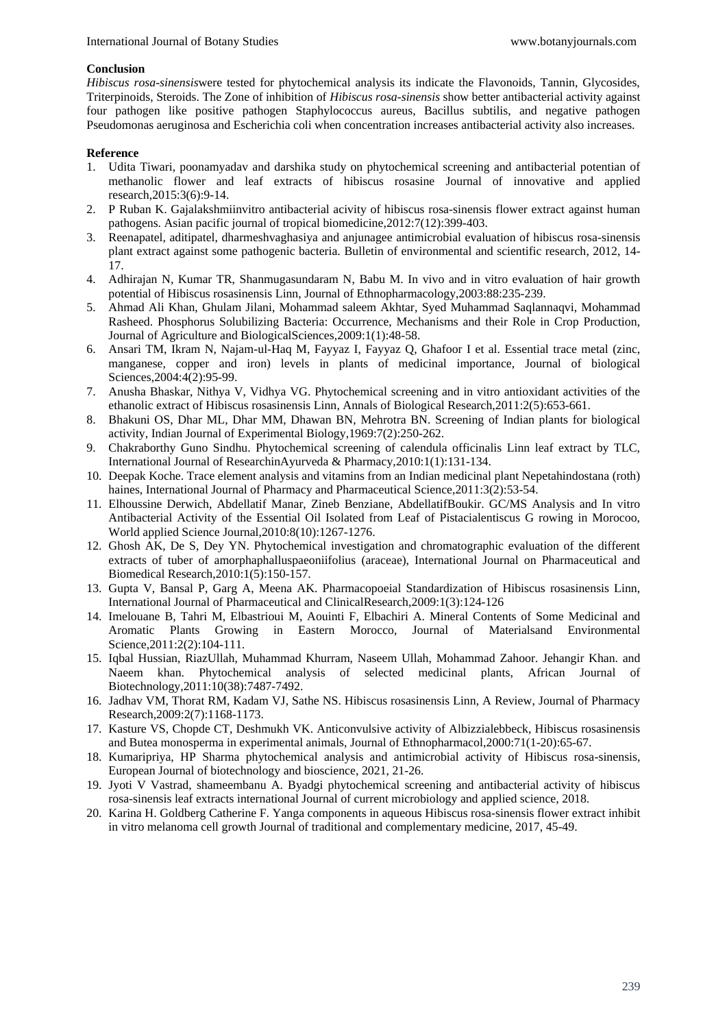## Conclusion

*Hibiscus rosa-sinensis*were tested for phytochemical analysis its indicate the Flavonoids, Tannin, Glycosides, Triterpinoids, Steroids. The Zone of inhibition of *Hibiscus rosa-sinensis* show better antibacterial activity against four pathogen like positive pathogen Staphylococcus aureus, Bacillus subtilis, and negative pathogen Pseudomonas aeruginosa and Escherichia coli when concentration increases antibacterial activity also increases.

## Reference

1. Udita Tiwari, poonamyadav and darshika study on phytochemical screening and antibacterial potentian of methanolic flower and leaf extracts of hibiscus rosasine Journal of innovative and applied research,2015:3(6):9-14.
2. P Ruban K. Gajalakshmiinvitro antibacterial acivity of hibiscus rosa-sinensis flower extract against human pathogens. Asian pacific journal of tropical biomedicine,2012:7(12):399-403.
3. Reenapatel, aditipatel, dharmeshvaghasiya and anjunagee antimicrobial evaluation of hibiscus rosa-sinensis plant extract against some pathogenic bacteria. Bulletin of environmental and scientific research, 2012, 14-17.
4. Adhirajan N, Kumar TR, Shanmugasundaram N, Babu M. In vivo and in vitro evaluation of hair growth potential of Hibiscus rosasinensis Linn, Journal of Ethnopharmacology,2003:88:235-239.
5. Ahmad Ali Khan, Ghulam Jilani, Mohammad saleem Akhtar, Syed Muhammad Saqlannaqvi, Mohammad Rasheed. Phosphorus Solubilizing Bacteria: Occurrence, Mechanisms and their Role in Crop Production, Journal of Agriculture and BiologicalSciences,2009:1(1):48-58.
6. Ansari TM, Ikram N, Najam-ul-Haq M, Fayyaz I, Fayyaz Q, Ghafoor I et al. Essential trace metal (zinc, manganese, copper and iron) levels in plants of medicinal importance, Journal of biological Sciences,2004:4(2):95-99.
7. Anusha Bhaskar, Nithya V, Vidhya VG. Phytochemical screening and in vitro antioxidant activities of the ethanolic extract of Hibiscus rosasinensis Linn, Annals of Biological Research,2011:2(5):653-661.
8. Bhakuni OS, Dhar ML, Dhar MM, Dhawan BN, Mehrotra BN. Screening of Indian plants for biological activity, Indian Journal of Experimental Biology,1969:7(2):250-262.
9. Chakraborthy Guno Sindhu. Phytochemical screening of calendula officinalis Linn leaf extract by TLC, International Journal of ResearchinAyurveda & Pharmacy,2010:1(1):131-134.
10. Deepak Koche. Trace element analysis and vitamins from an Indian medicinal plant Nepetahindostana (roth) haines, International Journal of Pharmacy and Pharmaceutical Science,2011:3(2):53-54.
11. Elhoussine Derwich, Abdellatif Manar, Zineb Benziane, AbdellatifBoukir. GC/MS Analysis and In vitro Antibacterial Activity of the Essential Oil Isolated from Leaf of Pistacialentiscus G rowing in Morocoo, World applied Science Journal,2010:8(10):1267-1276.
12. Ghosh AK, De S, Dey YN. Phytochemical investigation and chromatographic evaluation of the different extracts of tuber of amorphaphalluspaeoniifolius (araceae), International Journal on Pharmaceutical and Biomedical Research,2010:1(5):150-157.
13. Gupta V, Bansal P, Garg A, Meena AK. Pharmacopoeial Standardization of Hibiscus rosasinensis Linn, International Journal of Pharmaceutical and ClinicalResearch,2009:1(3):124-126
14. Imelouane B, Tahri M, Elbastrioui M, Aouinti F, Elbachiri A. Mineral Contents of Some Medicinal and Aromatic Plants Growing in Eastern Morocco, Journal of Materialsand Environmental Science,2011:2(2):104-111.
15. Iqbal Hussian, RiazUllah, Muhammad Khurram, Naseem Ullah, Mohammad Zahoor. Jehangir Khan. and Naeem khan. Phytochemical analysis of selected medicinal plants, African Journal of Biotechnology,2011:10(38):7487-7492.
16. Jadhav VM, Thorat RM, Kadam VJ, Sathe NS. Hibiscus rosasinensis Linn, A Review, Journal of Pharmacy Research,2009:2(7):1168-1173.
17. Kasture VS, Chopde CT, Deshmukh VK. Anticonvulsive activity of Albizzialebbeck, Hibiscus rosasinensis and Butea monosperma in experimental animals, Journal of Ethnopharmacol,2000:71(1-20):65-67.
18. Kumaripriya, HP Sharma phytochemical analysis and antimicrobial activity of Hibiscus rosa-sinensis, European Journal of biotechnology and bioscience, 2021, 21-26.
19. Jyoti V Vastrad, shameembanu A. Byadgi phytochemical screening and antibacterial activity of hibiscus rosa-sinensis leaf extracts international Journal of current microbiology and applied science, 2018.
20. Karina H. Goldberg Catherine F. Yanga components in aqueous Hibiscus rosa-sinensis flower extract inhibit in vitro melanoma cell growth Journal of traditional and complementary medicine, 2017, 45-49.